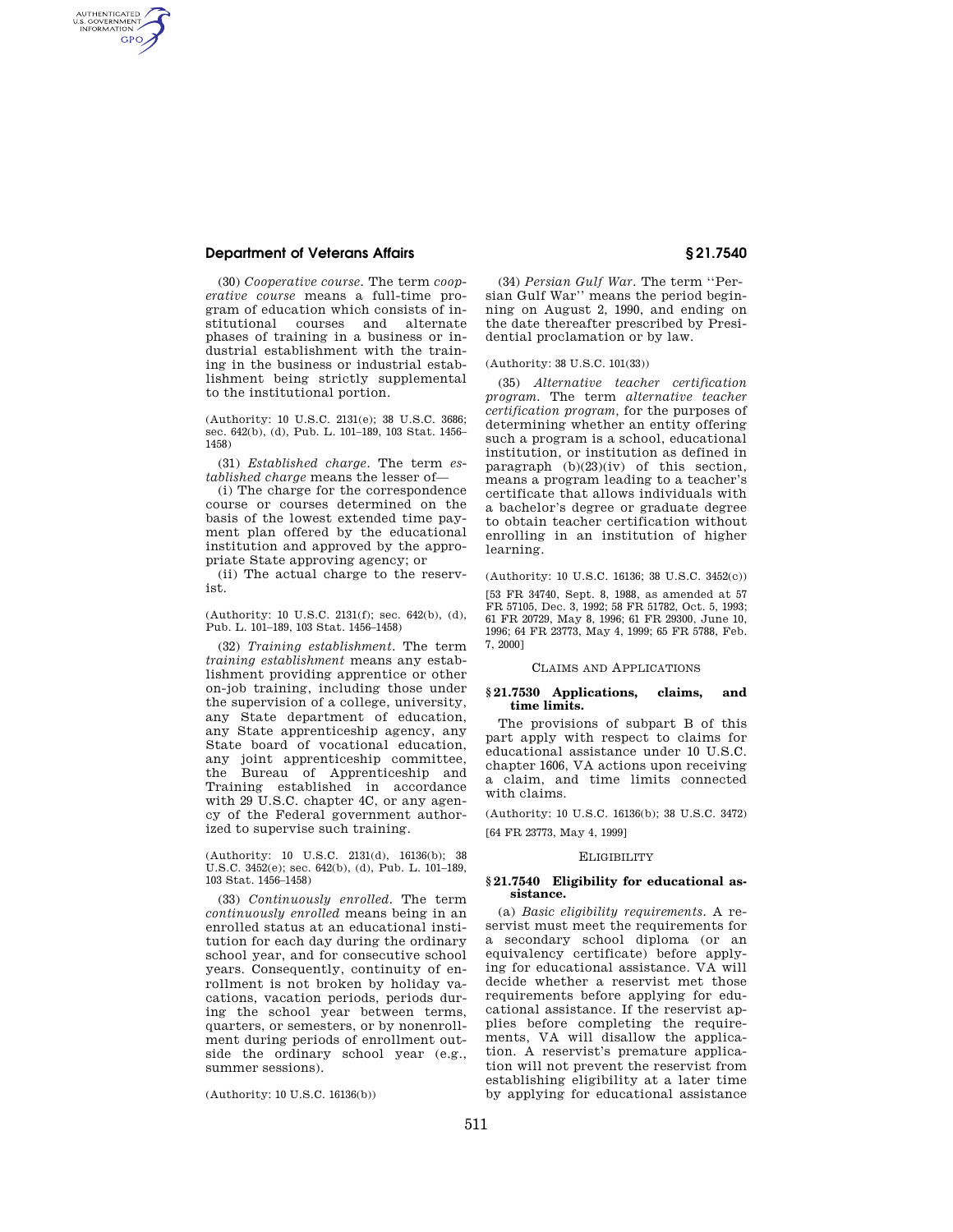(30) *Cooperative course.* The term *cooperative course* means a full-time program of education which consists of institutional courses and alternate phases of training in a business or industrial establishment with the training in the business or industrial establishment being strictly supplemental to the institutional portion.

(Authority: 10 U.S.C. 2131(e); 38 U.S.C. 3686; sec. 642(b), (d), Pub. L. 101–189, 103 Stat. 1456–1458)

(31) *Established charge.* The term *established charge* means the lesser of—

(i) The charge for the correspondence course or courses determined on the basis of the lowest extended time payment plan offered by the educational institution and approved by the appropriate State approving agency; or

(ii) The actual charge to the reservist.

(Authority: 10 U.S.C. 2131(f); sec. 642(b), (d), Pub. L. 101–189, 103 Stat. 1456–1458)

(32) *Training establishment.* The term *training establishment* means any establishment providing apprentice or other on-job training, including those under the supervision of a college, university, any State department of education, any State apprenticeship agency, any State board of vocational education, any joint apprenticeship committee, the Bureau of Apprenticeship and Training established in accordance with 29 U.S.C. chapter 4C, or any agency of the Federal government authorized to supervise such training.

(Authority: 10 U.S.C. 2131(d), 16136(b); 38 U.S.C. 3452(e); sec. 642(b), (d), Pub. L. 101–189, 103 Stat. 1456–1458)

(33) *Continuously enrolled.* The term *continuously enrolled* means being in an enrolled status at an educational institution for each day during the ordinary school year, and for consecutive school years. Consequently, continuity of enrollment is not broken by holiday vacations, vacation periods, periods during the school year between terms, quarters, or semesters, or by nonenrollment during periods of enrollment outside the ordinary school year (e.g., summer sessions).

(Authority: 10 U.S.C. 16136(b))

(34) *Persian Gulf War.* The term "Persian Gulf War" means the period beginning on August 2, 1990, and ending on the date thereafter prescribed by Presidential proclamation or by law.

(Authority: 38 U.S.C. 101(33))

(35) *Alternative teacher certification program.* The term *alternative teacher certification program,* for the purposes of determining whether an entity offering such a program is a school, educational institution, or institution as defined in paragraph (b)(23)(iv) of this section, means a program leading to a teacher's certificate that allows individuals with a bachelor's degree or graduate degree to obtain teacher certification without enrolling in an institution of higher learning.

(Authority: 10 U.S.C. 16136; 38 U.S.C. 3452(c))

[53 FR 34740, Sept. 8, 1988, as amended at 57 FR 57105, Dec. 3, 1992; 58 FR 51782, Oct. 5, 1993; 61 FR 20729, May 8, 1996; 61 FR 29300, June 10, 1996; 64 FR 23773, May 4, 1999; 65 FR 5788, Feb. 7, 2000]

CLAIMS AND APPLICATIONS

### § 21.7530 Applications, claims, and time limits.

The provisions of subpart B of this part apply with respect to claims for educational assistance under 10 U.S.C. chapter 1606, VA actions upon receiving a claim, and time limits connected with claims.

(Authority: 10 U.S.C. 16136(b); 38 U.S.C. 3472)

[64 FR 23773, May 4, 1999]

ELIGIBILITY

### § 21.7540 Eligibility for educational assistance.

(a) *Basic eligibility requirements.* A reservist must meet the requirements for a secondary school diploma (or an equivalency certificate) before applying for educational assistance. VA will decide whether a reservist met those requirements before applying for educational assistance. If the reservist applies before completing the requirements, VA will disallow the application. A reservist's premature application will not prevent the reservist from establishing eligibility at a later time by applying for educational assistance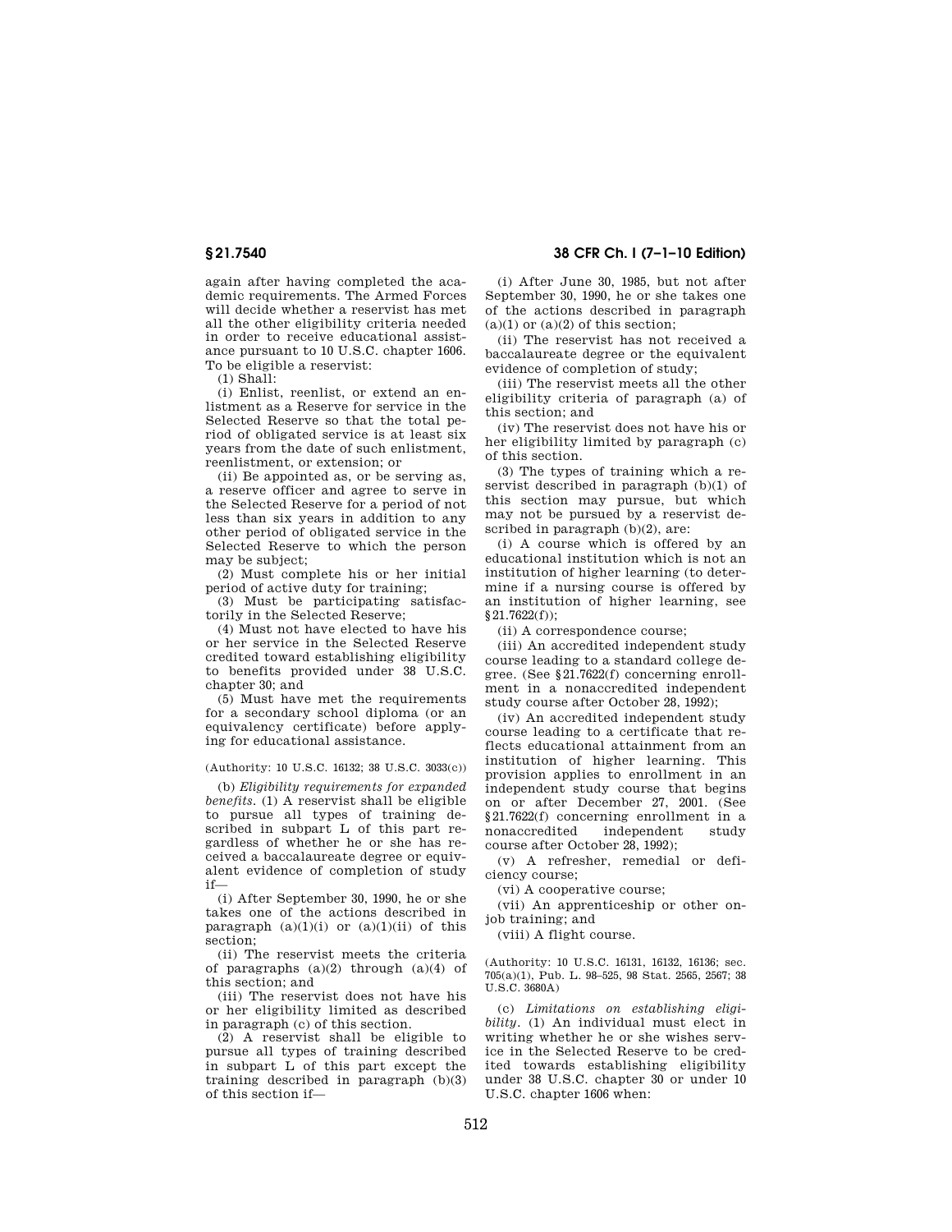again after having completed the academic requirements. The Armed Forces will decide whether a reservist has met all the other eligibility criteria needed in order to receive educational assistance pursuant to 10 U.S.C. chapter 1606. To be eligible a reservist:

(1) Shall:

(i) Enlist, reenlist, or extend an enlistment as a Reserve for service in the Selected Reserve so that the total period of obligated service is at least six years from the date of such enlistment, reenlistment, or extension; or

(ii) Be appointed as, or be serving as, a reserve officer and agree to serve in the Selected Reserve for a period of not less than six years in addition to any other period of obligated service in the Selected Reserve to which the person may be subject;

(2) Must complete his or her initial period of active duty for training;

(3) Must be participating satisfactorily in the Selected Reserve;

(4) Must not have elected to have his or her service in the Selected Reserve credited toward establishing eligibility to benefits provided under 38 U.S.C. chapter 30; and

(5) Must have met the requirements for a secondary school diploma (or an equivalency certificate) before applying for educational assistance.

(Authority: 10 U.S.C. 16132; 38 U.S.C. 3033(c))

(b) *Eligibility requirements for expanded benefits.* (1) A reservist shall be eligible to pursue all types of training described in subpart L of this part regardless of whether he or she has received a baccalaureate degree or equivalent evidence of completion of study if—

(i) After September 30, 1990, he or she takes one of the actions described in paragraph (a)(1)(i) or (a)(1)(ii) of this section;

(ii) The reservist meets the criteria of paragraphs (a)(2) through (a)(4) of this section; and

(iii) The reservist does not have his or her eligibility limited as described in paragraph (c) of this section.

(2) A reservist shall be eligible to pursue all types of training described in subpart L of this part except the training described in paragraph (b)(3) of this section if—

(i) After June 30, 1985, but not after September 30, 1990, he or she takes one of the actions described in paragraph (a)(1) or (a)(2) of this section;

(ii) The reservist has not received a baccalaureate degree or the equivalent evidence of completion of study;

(iii) The reservist meets all the other eligibility criteria of paragraph (a) of this section; and

(iv) The reservist does not have his or her eligibility limited by paragraph (c) of this section.

(3) The types of training which a reservist described in paragraph (b)(1) of this section may pursue, but which may not be pursued by a reservist described in paragraph (b)(2), are:

(i) A course which is offered by an educational institution which is not an institution of higher learning (to determine if a nursing course is offered by an institution of higher learning, see §21.7622(f));

(ii) A correspondence course;

(iii) An accredited independent study course leading to a standard college degree. (See §21.7622(f) concerning enrollment in a nonaccredited independent study course after October 28, 1992);

(iv) An accredited independent study course leading to a certificate that reflects educational attainment from an institution of higher learning. This provision applies to enrollment in an independent study course that begins on or after December 27, 2001. (See §21.7622(f) concerning enrollment in a nonaccredited independent study course after October 28, 1992);

(v) A refresher, remedial or deficiency course;

(vi) A cooperative course;

(vii) An apprenticeship or other on-job training; and

(viii) A flight course.

(Authority: 10 U.S.C. 16131, 16132, 16136; sec. 705(a)(1), Pub. L. 98–525, 98 Stat. 2565, 2567; 38 U.S.C. 3680A)

(c) *Limitations on establishing eligibility.* (1) An individual must elect in writing whether he or she wishes service in the Selected Reserve to be credited towards establishing eligibility under 38 U.S.C. chapter 30 or under 10 U.S.C. chapter 1606 when: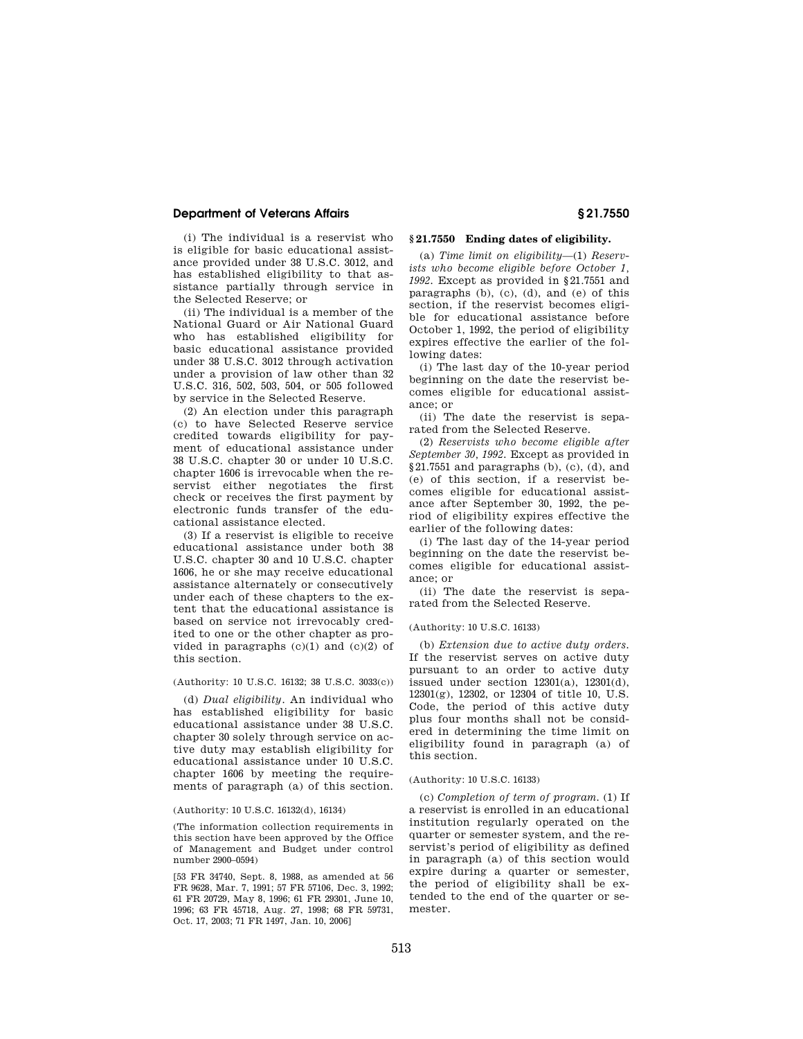(i) The individual is a reservist who is eligible for basic educational assistance provided under 38 U.S.C. 3012, and has established eligibility to that assistance partially through service in the Selected Reserve; or

(ii) The individual is a member of the National Guard or Air National Guard who has established eligibility for basic educational assistance provided under 38 U.S.C. 3012 through activation under a provision of law other than 32 U.S.C. 316, 502, 503, 504, or 505 followed by service in the Selected Reserve.

(2) An election under this paragraph (c) to have Selected Reserve service credited towards eligibility for payment of educational assistance under 38 U.S.C. chapter 30 or under 10 U.S.C. chapter 1606 is irrevocable when the reservist either negotiates the first check or receives the first payment by electronic funds transfer of the educational assistance elected.

(3) If a reservist is eligible to receive educational assistance under both 38 U.S.C. chapter 30 and 10 U.S.C. chapter 1606, he or she may receive educational assistance alternately or consecutively under each of these chapters to the extent that the educational assistance is based on service not irrevocably credited to one or the other chapter as provided in paragraphs (c)(1) and (c)(2) of this section.

(Authority: 10 U.S.C. 16132; 38 U.S.C. 3033(c))

(d) *Dual eligibility*. An individual who has established eligibility for basic educational assistance under 38 U.S.C. chapter 30 solely through service on active duty may establish eligibility for educational assistance under 10 U.S.C. chapter 1606 by meeting the requirements of paragraph (a) of this section.

(Authority: 10 U.S.C. 16132(d), 16134)

(The information collection requirements in this section have been approved by the Office of Management and Budget under control number 2900–0594)

[53 FR 34740, Sept. 8, 1988, as amended at 56 FR 9628, Mar. 7, 1991; 57 FR 57106, Dec. 3, 1992; 61 FR 20729, May 8, 1996; 61 FR 29301, June 10, 1996; 63 FR 45718, Aug. 27, 1998; 68 FR 59731, Oct. 17, 2003; 71 FR 1497, Jan. 10, 2006]

## § 21.7550 Ending dates of eligibility.

(a) *Time limit on eligibility*—(1) *Reservists who become eligible before October 1, 1992*. Except as provided in §21.7551 and paragraphs (b), (c), (d), and (e) of this section, if the reservist becomes eligible for educational assistance before October 1, 1992, the period of eligibility expires effective the earlier of the following dates:

(i) The last day of the 10-year period beginning on the date the reservist becomes eligible for educational assistance; or

(ii) The date the reservist is separated from the Selected Reserve.

(2) *Reservists who become eligible after September 30, 1992*. Except as provided in §21.7551 and paragraphs (b), (c), (d), and (e) of this section, if a reservist becomes eligible for educational assistance after September 30, 1992, the period of eligibility expires effective the earlier of the following dates:

(i) The last day of the 14-year period beginning on the date the reservist becomes eligible for educational assistance; or

(ii) The date the reservist is separated from the Selected Reserve.

(Authority: 10 U.S.C. 16133)

(b) *Extension due to active duty orders*. If the reservist serves on active duty pursuant to an order to active duty issued under section 12301(a), 12301(d), 12301(g), 12302, or 12304 of title 10, U.S. Code, the period of this active duty plus four months shall not be considered in determining the time limit on eligibility found in paragraph (a) of this section.

(Authority: 10 U.S.C. 16133)

(c) *Completion of term of program*. (1) If a reservist is enrolled in an educational institution regularly operated on the quarter or semester system, and the reservist's period of eligibility as defined in paragraph (a) of this section would expire during a quarter or semester, the period of eligibility shall be extended to the end of the quarter or semester.